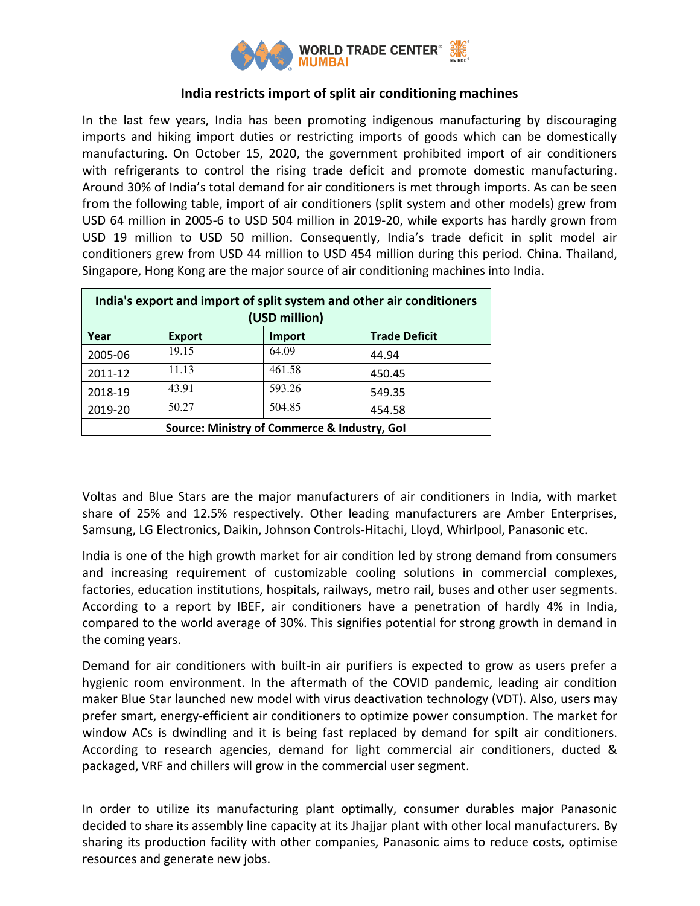## India restricts import of split air conditioning machines

In the last few years, India has been promoting indigenous manufacturing by discouraging imports and hiking import duties or restricting imports of goods which can be domestically manufacturing. On October 15, 2020, the government prohibited import of air conditioners with refrigerants to control the rising trade deficit and promote domestic manufacturing. Around 30% of India's total demand for air conditioners is met through imports. As can be seen from the following table, import of air conditioners (split system and other models) grew from USD 64 million in 2005-6 to USD 504 million in 2019-20, while exports has hardly grown from USD 19 million to USD 50 million. Consequently, India's trade deficit in split model air conditioners grew from USD 44 million to USD 454 million during this period. China. Thailand, Singapore, Hong Kong are the major source of air conditioning machines into India.

| India's export and import of split system and other air conditioners (USD million) | | | |
|---|---|---|---|
| **Year** | **Export** | **Import** | **Trade Deficit** |
| 2005-06 | 19.15 | 64.09 | 44.94 |
| 2011-12 | 11.13 | 461.58 | 450.45 |
| 2018-19 | 43.91 | 593.26 | 549.35 |
| 2019-20 | 50.27 | 504.85 | 454.58 |
| **Source: Ministry of Commerce & Industry, GoI** | | | |

Voltas and Blue Stars are the major manufacturers of air conditioners in India, with market share of 25% and 12.5% respectively. Other leading manufacturers are Amber Enterprises, Samsung, LG Electronics, Daikin, Johnson Controls-Hitachi, Lloyd, Whirlpool, Panasonic etc.

India is one of the high growth market for air condition led by strong demand from consumers and increasing requirement of customizable cooling solutions in commercial complexes, factories, education institutions, hospitals, railways, metro rail, buses and other user segments. According to a report by IBEF, air conditioners have a penetration of hardly 4% in India, compared to the world average of 30%. This signifies potential for strong growth in demand in the coming years.

Demand for air conditioners with built-in air purifiers is expected to grow as users prefer a hygienic room environment. In the aftermath of the COVID pandemic, leading air condition maker Blue Star launched new model with virus deactivation technology (VDT). Also, users may prefer smart, energy-efficient air conditioners to optimize power consumption. The market for window ACs is dwindling and it is being fast replaced by demand for spilt air conditioners. According to research agencies, demand for light commercial air conditioners, ducted & packaged, VRF and chillers will grow in the commercial user segment.

In order to utilize its manufacturing plant optimally, consumer durables major Panasonic decided to share its assembly line capacity at its Jhajjar plant with other local manufacturers. By sharing its production facility with other companies, Panasonic aims to reduce costs, optimise resources and generate new jobs.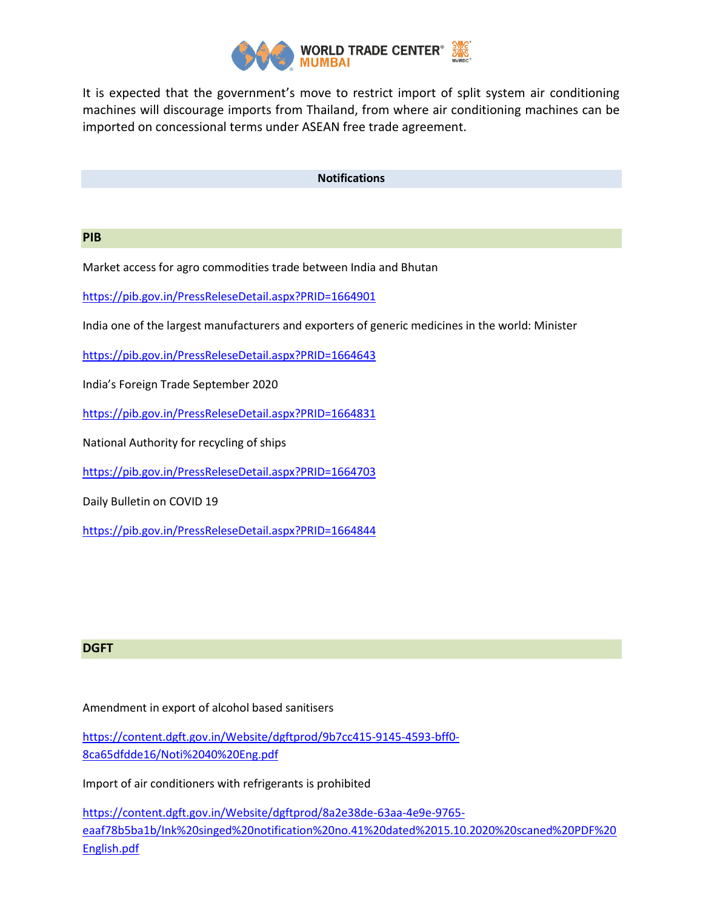It is expected that the government's move to restrict import of split system air conditioning machines will discourage imports from Thailand, from where air conditioning machines can be imported on concessional terms under ASEAN free trade agreement.

## Notifications

### PIB

Market access for agro commodities trade between India and Bhutan

https://pib.gov.in/PressReleseDetail.aspx?PRID=1664901

India one of the largest manufacturers and exporters of generic medicines in the world: Minister

https://pib.gov.in/PressReleseDetail.aspx?PRID=1664643

India's Foreign Trade September 2020

https://pib.gov.in/PressReleseDetail.aspx?PRID=1664831

National Authority for recycling of ships

https://pib.gov.in/PressReleseDetail.aspx?PRID=1664703

Daily Bulletin on COVID 19

https://pib.gov.in/PressReleseDetail.aspx?PRID=1664844

### DGFT

Amendment in export of alcohol based sanitisers

https://content.dgft.gov.in/Website/dgftprod/9b7cc415-9145-4593-bff0-8ca65dfdde16/Noti%2040%20Eng.pdf

Import of air conditioners with refrigerants is prohibited

https://content.dgft.gov.in/Website/dgftprod/8a2e38de-63aa-4e9e-9765-eaaf78b5ba1b/Ink%20singed%20notification%20no.41%20dated%2015.10.2020%20scaned%20PDF%20English.pdf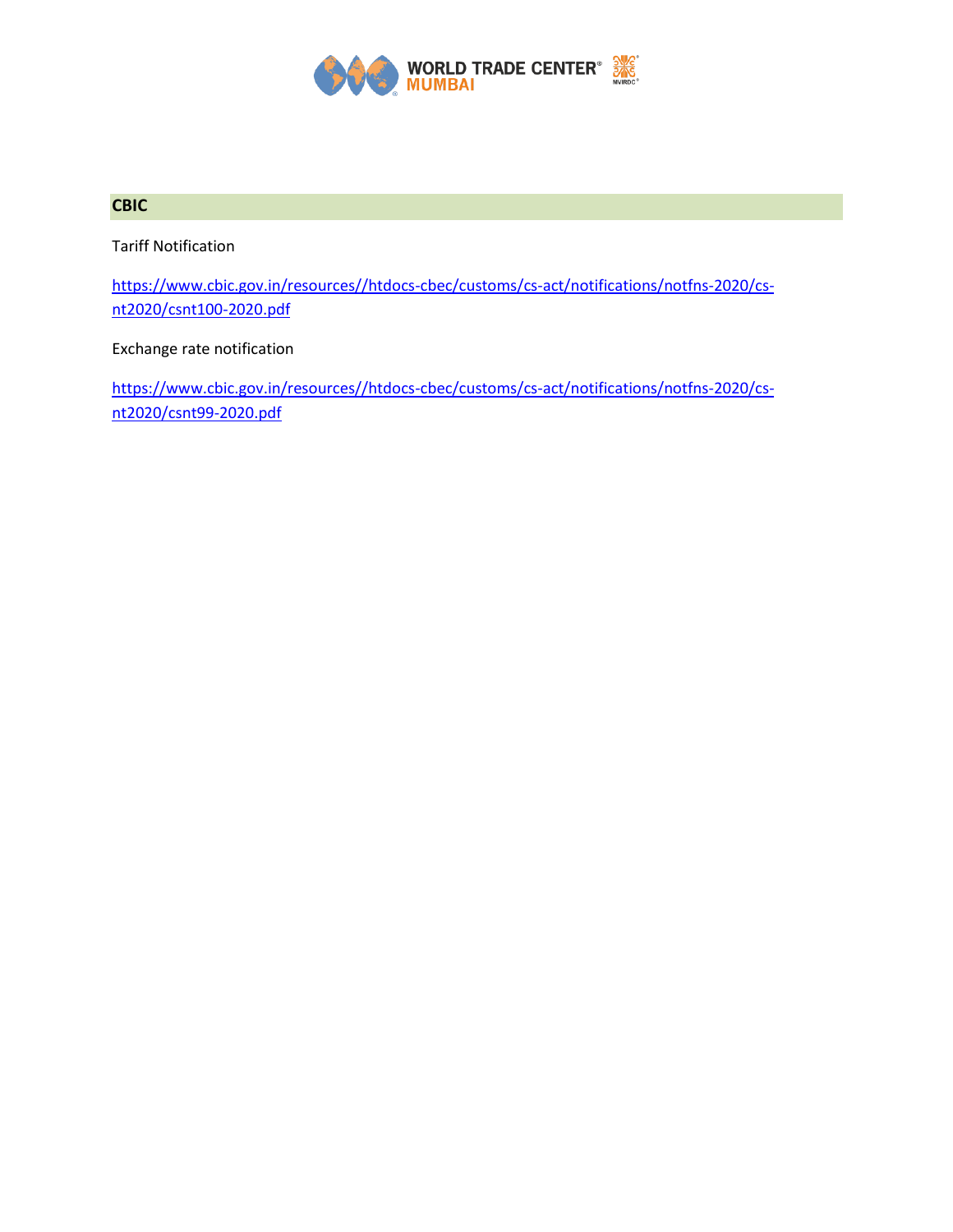## CBIC

Tariff Notification

https://www.cbic.gov.in/resources//htdocs-cbec/customs/cs-act/notifications/notfns-2020/cs-nt2020/csnt100-2020.pdf

Exchange rate notification

https://www.cbic.gov.in/resources//htdocs-cbec/customs/cs-act/notifications/notfns-2020/cs-nt2020/csnt99-2020.pdf